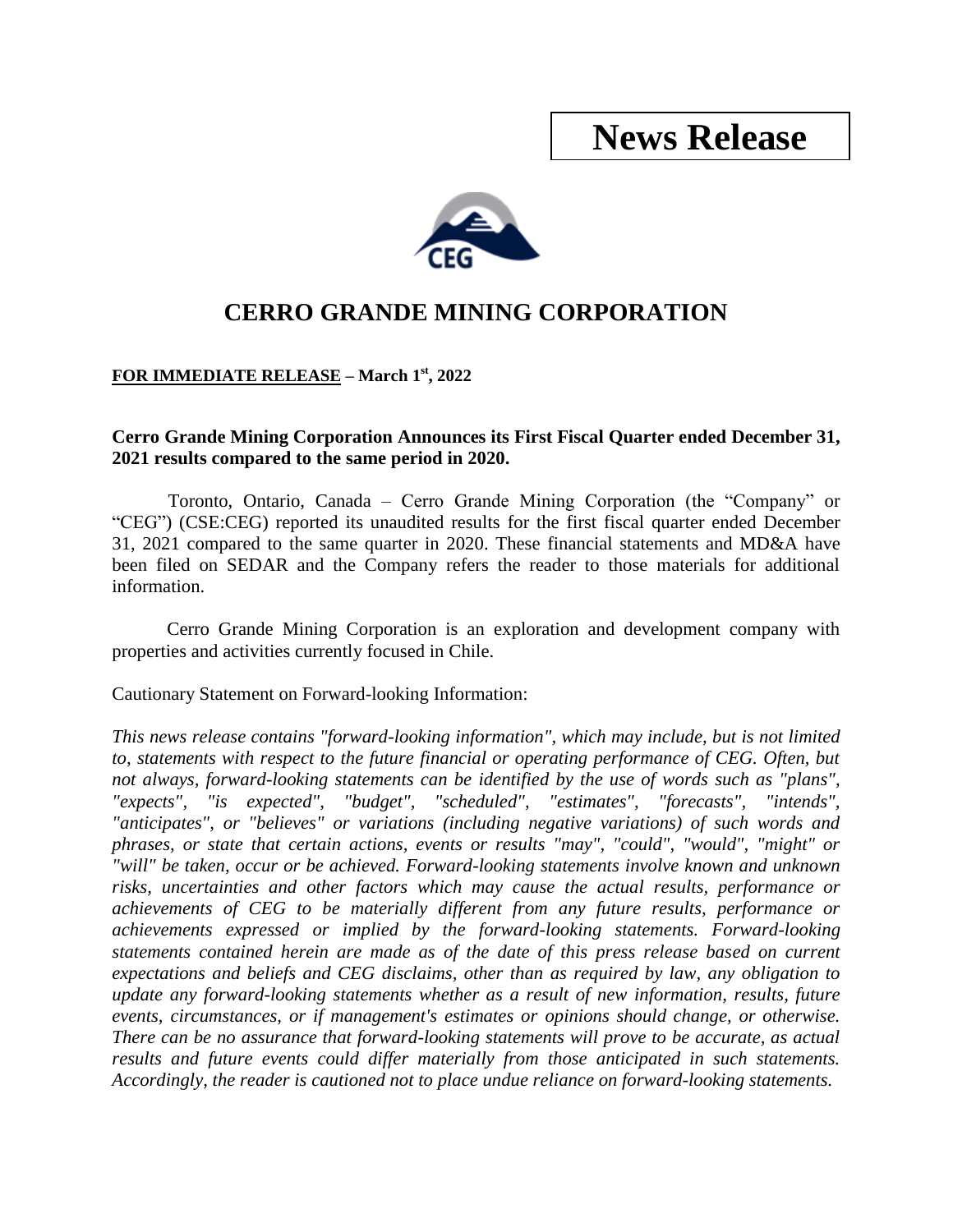# News Release

## CERRO GRANDE MINING CORPORATION

**FOR IMMEDIATE RELEASE – March 1st, 2022**

**Cerro Grande Mining Corporation Announces its First Fiscal Quarter ended December 31, 2021 results compared to the same period in 2020.**

Toronto, Ontario, Canada – Cerro Grande Mining Corporation (the "Company" or "CEG") (CSE:CEG) reported its unaudited results for the first fiscal quarter ended December 31, 2021 compared to the same quarter in 2020. These financial statements and MD&A have been filed on SEDAR and the Company refers the reader to those materials for additional information.

Cerro Grande Mining Corporation is an exploration and development company with properties and activities currently focused in Chile.

Cautionary Statement on Forward-looking Information:

*This news release contains "forward-looking information", which may include, but is not limited to, statements with respect to the future financial or operating performance of CEG. Often, but not always, forward-looking statements can be identified by the use of words such as "plans", "expects", "is expected", "budget", "scheduled", "estimates", "forecasts", "intends", "anticipates", or "believes" or variations (including negative variations) of such words and phrases, or state that certain actions, events or results "may", "could", "would", "might" or "will" be taken, occur or be achieved. Forward-looking statements involve known and unknown risks, uncertainties and other factors which may cause the actual results, performance or achievements of CEG to be materially different from any future results, performance or achievements expressed or implied by the forward-looking statements. Forward-looking statements contained herein are made as of the date of this press release based on current expectations and beliefs and CEG disclaims, other than as required by law, any obligation to update any forward-looking statements whether as a result of new information, results, future events, circumstances, or if management's estimates or opinions should change, or otherwise. There can be no assurance that forward-looking statements will prove to be accurate, as actual results and future events could differ materially from those anticipated in such statements. Accordingly, the reader is cautioned not to place undue reliance on forward-looking statements.*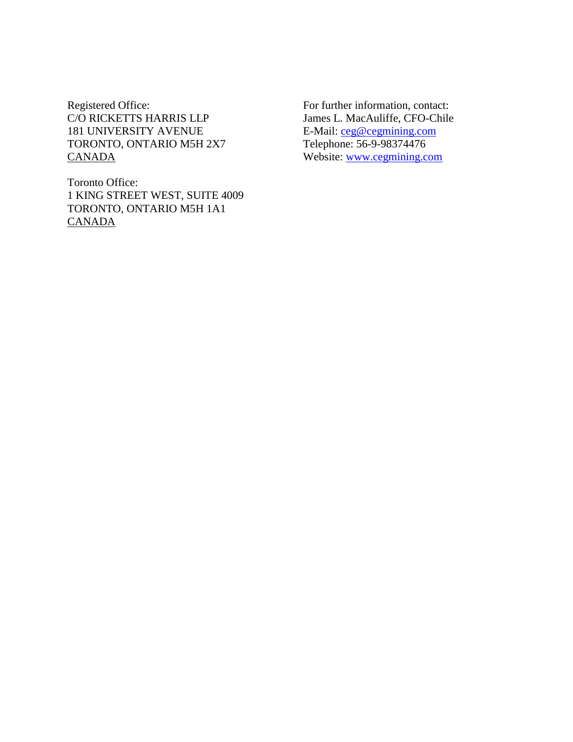Registered Office:
C/O RICKETTS HARRIS LLP
181 UNIVERSITY AVENUE
TORONTO, ONTARIO M5H 2X7
CANADA

Toronto Office:
1 KING STREET WEST, SUITE 4009
TORONTO, ONTARIO M5H 1A1
CANADA

For further information, contact:
James L. MacAuliffe, CFO-Chile
E-Mail: ceg@cegmining.com
Telephone: 56-9-98374476
Website: www.cegmining.com